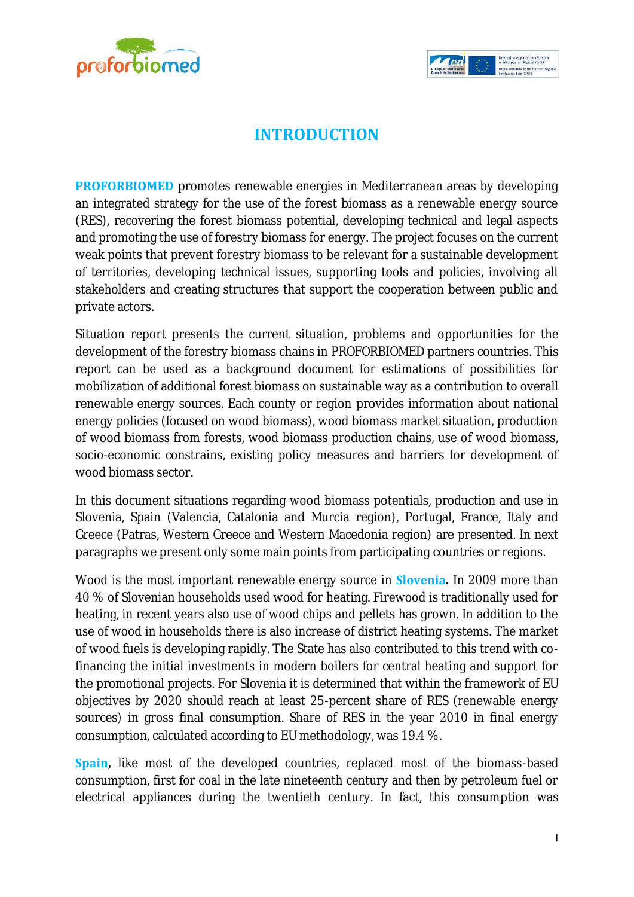# INTRODUCTION

**PROFORBIOMED** promotes renewable energies in Mediterranean areas by developing an integrated strategy for the use of the forest biomass as a renewable energy source (RES), recovering the forest biomass potential, developing technical and legal aspects and promoting the use of forestry biomass for energy. The project focuses on the current weak points that prevent forestry biomass to be relevant for a sustainable development of territories, developing technical issues, supporting tools and policies, involving all stakeholders and creating structures that support the cooperation between public and private actors.

Situation report presents the current situation, problems and opportunities for the development of the forestry biomass chains in PROFORBIOMED partners countries. This report can be used as a background document for estimations of possibilities for mobilization of additional forest biomass on sustainable way as a contribution to overall renewable energy sources. Each county or region provides information about national energy policies (focused on wood biomass), wood biomass market situation, production of wood biomass from forests, wood biomass production chains, use of wood biomass, socio-economic constrains, existing policy measures and barriers for development of wood biomass sector.

In this document situations regarding wood biomass potentials, production and use in Slovenia, Spain (Valencia, Catalonia and Murcia region), Portugal, France, Italy and Greece (Patras, Western Greece and Western Macedonia region) are presented. In next paragraphs we present only some main points from participating countries or regions.

Wood is the most important renewable energy source in **Slovenia.** In 2009 more than 40 % of Slovenian households used wood for heating. Firewood is traditionally used for heating, in recent years also use of wood chips and pellets has grown. In addition to the use of wood in households there is also increase of district heating systems. The market of wood fuels is developing rapidly. The State has also contributed to this trend with co-financing the initial investments in modern boilers for central heating and support for the promotional projects. For Slovenia it is determined that within the framework of EU objectives by 2020 should reach at least 25-percent share of RES (renewable energy sources) in gross final consumption. Share of RES in the year 2010 in final energy consumption, calculated according to EU methodology, was 19.4 %.

**Spain,** like most of the developed countries, replaced most of the biomass-based consumption, first for coal in the late nineteenth century and then by petroleum fuel or electrical appliances during the twentieth century. In fact, this consumption was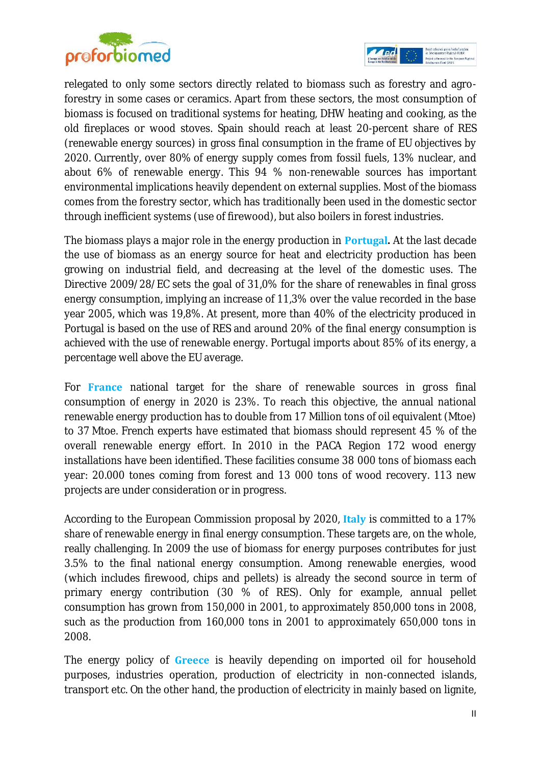relegated to only some sectors directly related to biomass such as forestry and agro-forestry in some cases or ceramics. Apart from these sectors, the most consumption of biomass is focused on traditional systems for heating, DHW heating and cooking, as the old fireplaces or wood stoves. Spain should reach at least 20-percent share of RES (renewable energy sources) in gross final consumption in the frame of EU objectives by 2020. Currently, over 80% of energy supply comes from fossil fuels, 13% nuclear, and about 6% of renewable energy. This 94 % non-renewable sources has important environmental implications heavily dependent on external supplies. Most of the biomass comes from the forestry sector, which has traditionally been used in the domestic sector through inefficient systems (use of firewood), but also boilers in forest industries.

The biomass plays a major role in the energy production in **Portugal**. At the last decade the use of biomass as an energy source for heat and electricity production has been growing on industrial field, and decreasing at the level of the domestic uses. The Directive 2009/28/EC sets the goal of 31,0% for the share of renewables in final gross energy consumption, implying an increase of 11,3% over the value recorded in the base year 2005, which was 19,8%. At present, more than 40% of the electricity produced in Portugal is based on the use of RES and around 20% of the final energy consumption is achieved with the use of renewable energy. Portugal imports about 85% of its energy, a percentage well above the EU average.

For **France** national target for the share of renewable sources in gross final consumption of energy in 2020 is 23%. To reach this objective, the annual national renewable energy production has to double from 17 Million tons of oil equivalent (Mtoe) to 37 Mtoe. French experts have estimated that biomass should represent 45 % of the overall renewable energy effort. In 2010 in the PACA Region 172 wood energy installations have been identified. These facilities consume 38 000 tons of biomass each year: 20.000 tones coming from forest and 13 000 tons of wood recovery. 113 new projects are under consideration or in progress.

According to the European Commission proposal by 2020, **Italy** is committed to a 17% share of renewable energy in final energy consumption. These targets are, on the whole, really challenging. In 2009 the use of biomass for energy purposes contributes for just 3.5% to the final national energy consumption. Among renewable energies, wood (which includes firewood, chips and pellets) is already the second source in term of primary energy contribution (30 % of RES). Only for example, annual pellet consumption has grown from 150,000 in 2001, to approximately 850,000 tons in 2008, such as the production from 160,000 tons in 2001 to approximately 650,000 tons in 2008.

The energy policy of **Greece** is heavily depending on imported oil for household purposes, industries operation, production of electricity in non-connected islands, transport etc. On the other hand, the production of electricity in mainly based on lignite,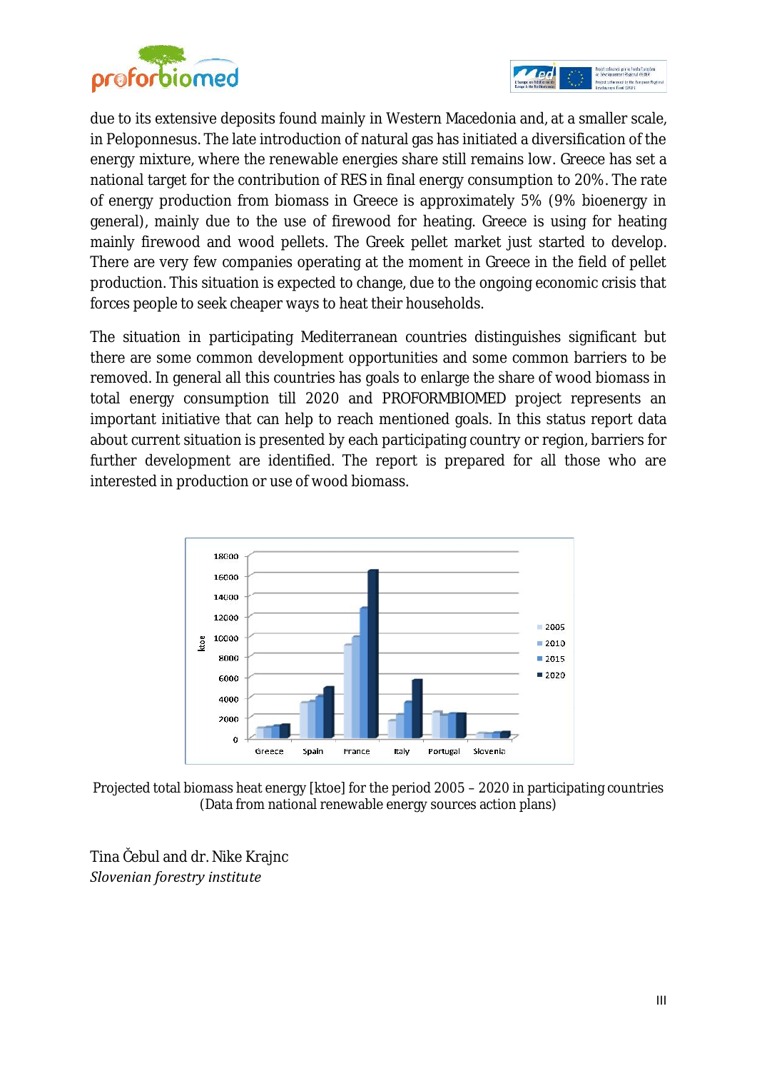due to its extensive deposits found mainly in Western Macedonia and, at a smaller scale, in Peloponnesus. The late introduction of natural gas has initiated a diversification of the energy mixture, where the renewable energies share still remains low. Greece has set a national target for the contribution of RES in final energy consumption to 20%. The rate of energy production from biomass in Greece is approximately 5% (9% bioenergy in general), mainly due to the use of firewood for heating. Greece is using for heating mainly firewood and wood pellets. The Greek pellet market just started to develop. There are very few companies operating at the moment in Greece in the field of pellet production. This situation is expected to change, due to the ongoing economic crisis that forces people to seek cheaper ways to heat their households.

The situation in participating Mediterranean countries distinguishes significant but there are some common development opportunities and some common barriers to be removed. In general all this countries has goals to enlarge the share of wood biomass in total energy consumption till 2020 and PROFORMBIOMED project represents an important initiative that can help to reach mentioned goals. In this status report data about current situation is presented by each participating country or region, barriers for further development are identified. The report is prepared for all those who are interested in production or use of wood biomass.

ktoe
18000
16000
14000
12000
10000
8000
6000
4000
2000
0
Greece
Spain
France
Italy
Portugal
Slovenia
2005
2010
2015
2020

Projected total biomass heat energy [ktoe] for the period 2005 – 2020 in participating countries (Data from national renewable energy sources action plans)

Tina Čebul and dr. Nike Krajnc
*Slovenian forestry institute*